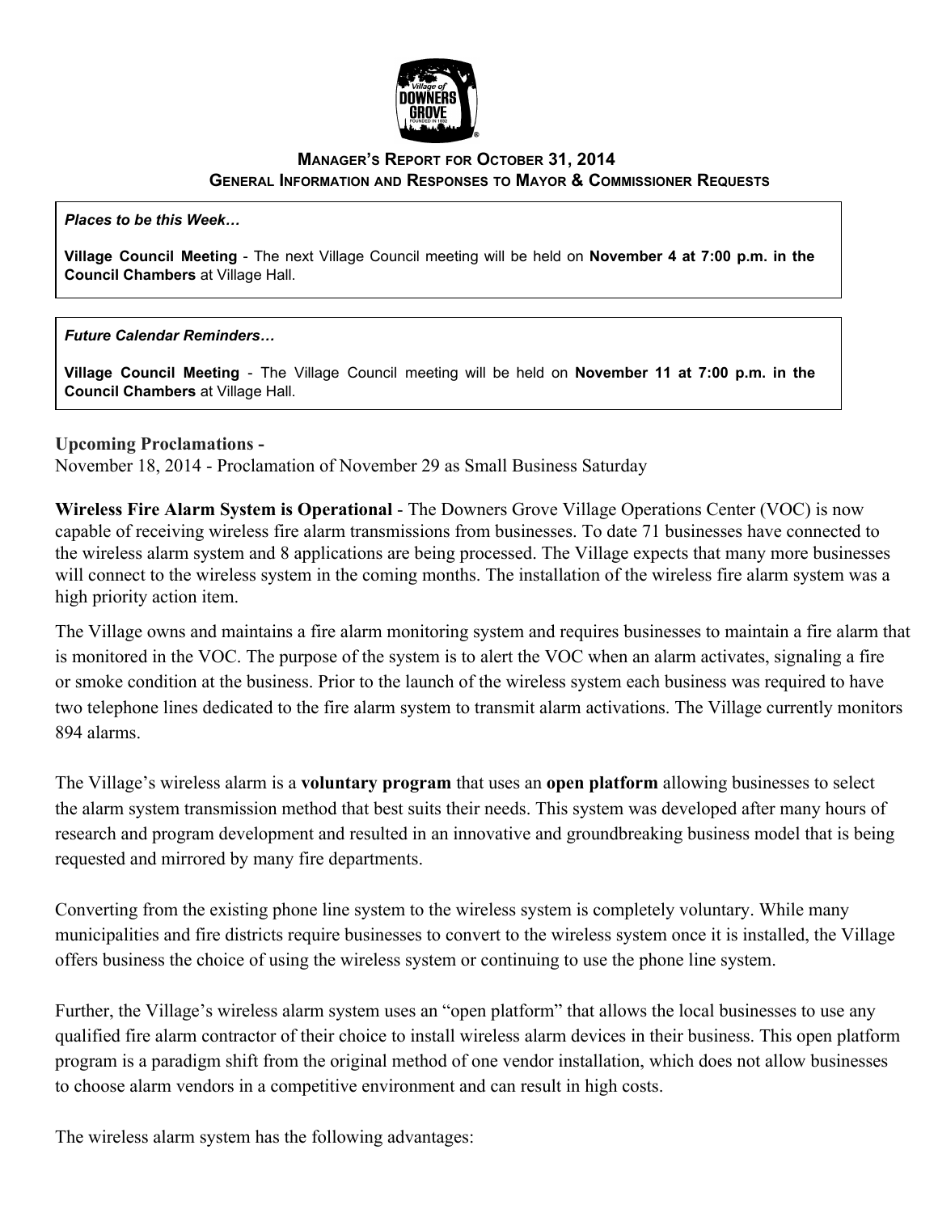## Manager's Report for October 31, 2014
### General Information and Responses to Mayor & Commissioner Requests

***Places to be this Week…***

**Village Council Meeting** - The next Village Council meeting will be held on **November 4 at 7:00 p.m. in the Council Chambers** at Village Hall.

***Future Calendar Reminders…***

**Village Council Meeting** - The Village Council meeting will be held on **November 11 at 7:00 p.m. in the Council Chambers** at Village Hall.

**Upcoming Proclamations -**
November 18, 2014 - Proclamation of November 29 as Small Business Saturday

**Wireless Fire Alarm System is Operational** - The Downers Grove Village Operations Center (VOC) is now capable of receiving wireless fire alarm transmissions from businesses. To date 71 businesses have connected to the wireless alarm system and 8 applications are being processed. The Village expects that many more businesses will connect to the wireless system in the coming months. The installation of the wireless fire alarm system was a high priority action item.

The Village owns and maintains a fire alarm monitoring system and requires businesses to maintain a fire alarm that is monitored in the VOC. The purpose of the system is to alert the VOC when an alarm activates, signaling a fire or smoke condition at the business. Prior to the launch of the wireless system each business was required to have two telephone lines dedicated to the fire alarm system to transmit alarm activations. The Village currently monitors 894 alarms.

The Village's wireless alarm is a **voluntary program** that uses an **open platform** allowing businesses to select the alarm system transmission method that best suits their needs. This system was developed after many hours of research and program development and resulted in an innovative and groundbreaking business model that is being requested and mirrored by many fire departments.

Converting from the existing phone line system to the wireless system is completely voluntary. While many municipalities and fire districts require businesses to convert to the wireless system once it is installed, the Village offers business the choice of using the wireless system or continuing to use the phone line system.

Further, the Village's wireless alarm system uses an "open platform" that allows the local businesses to use any qualified fire alarm contractor of their choice to install wireless alarm devices in their business. This open platform program is a paradigm shift from the original method of one vendor installation, which does not allow businesses to choose alarm vendors in a competitive environment and can result in high costs.

The wireless alarm system has the following advantages: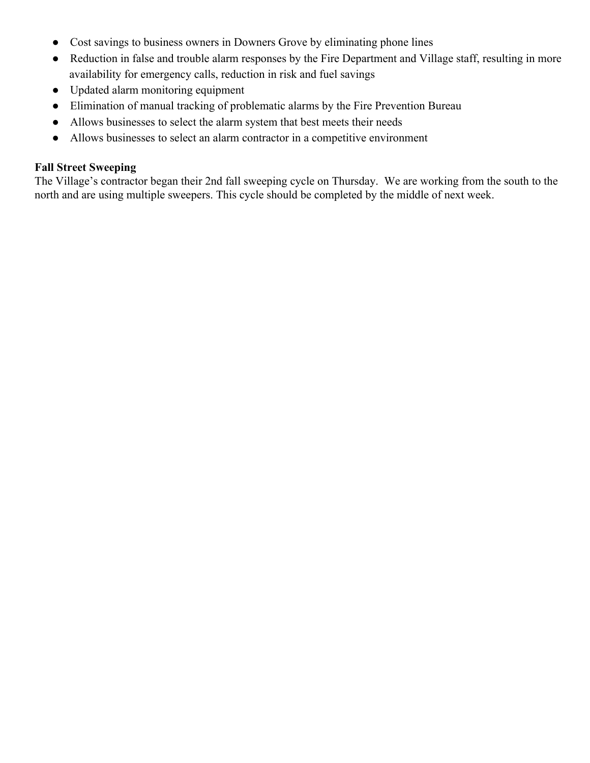- Cost savings to business owners in Downers Grove by eliminating phone lines
- Reduction in false and trouble alarm responses by the Fire Department and Village staff, resulting in more availability for emergency calls, reduction in risk and fuel savings
- Updated alarm monitoring equipment
- Elimination of manual tracking of problematic alarms by the Fire Prevention Bureau
- Allows businesses to select the alarm system that best meets their needs
- Allows businesses to select an alarm contractor in a competitive environment

**Fall Street Sweeping**

The Village's contractor began their 2nd fall sweeping cycle on Thursday. We are working from the south to the north and are using multiple sweepers. This cycle should be completed by the middle of next week.